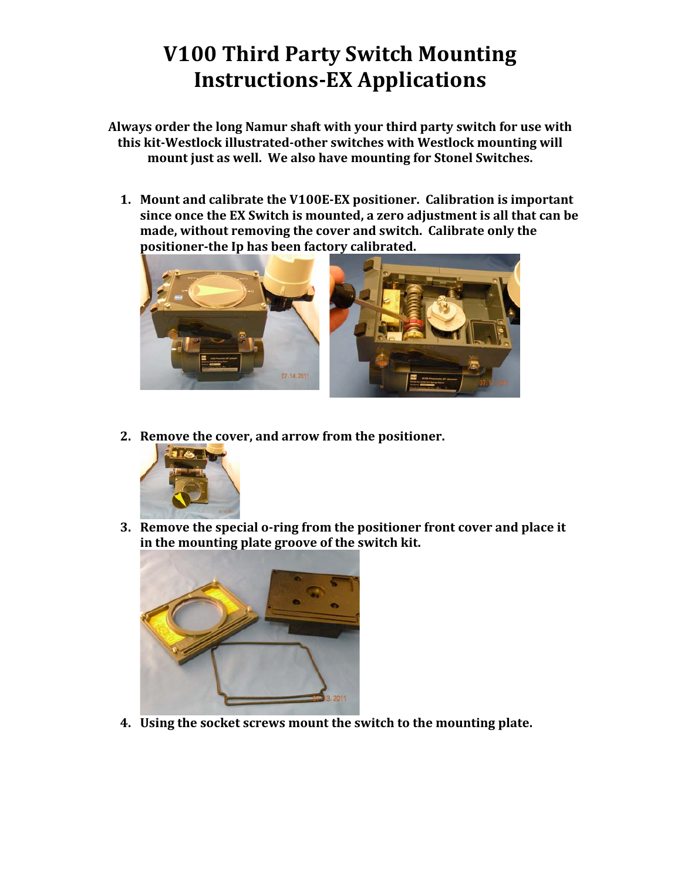# V100 Third Party Switch Mounting Instructions-EX Applications

**Always order the long Namur shaft with your third party switch for use with this kit-Westlock illustrated-other switches with Westlock mounting will mount just as well. We also have mounting for Stonel Switches.**

1. **Mount and calibrate the V100E-EX positioner. Calibration is important since once the EX Switch is mounted, a zero adjustment is all that can be made, without removing the cover and switch. Calibrate only the positioner-the Ip has been factory calibrated.**

2. **Remove the cover, and arrow from the positioner.**

3. **Remove the special o-ring from the positioner front cover and place it in the mounting plate groove of the switch kit.**

4. **Using the socket screws mount the switch to the mounting plate.**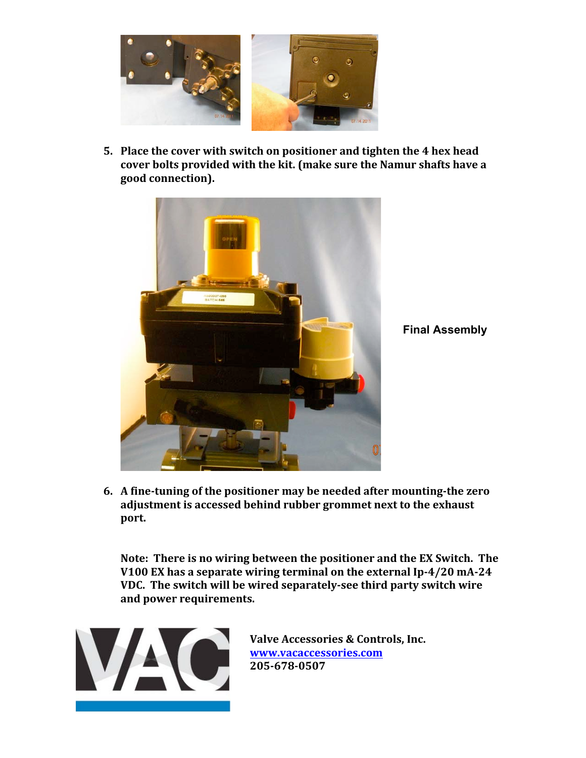5. **Place the cover with switch on positioner and tighten the 4 hex head cover bolts provided with the kit. (make sure the Namur shafts have a good connection).**

**Final Assembly**

6. **A fine-tuning of the positioner may be needed after mounting-the zero adjustment is accessed behind rubber grommet next to the exhaust port.**

**Note: There is no wiring between the positioner and the EX Switch. The V100 EX has a separate wiring terminal on the external Ip-4/20 mA-24 VDC. The switch will be wired separately-see third party switch wire and power requirements.**

**Valve Accessories & Controls, Inc.**
**[www.vacaccessories.com](http://www.vacaccessories.com)**
**205-678-0507**